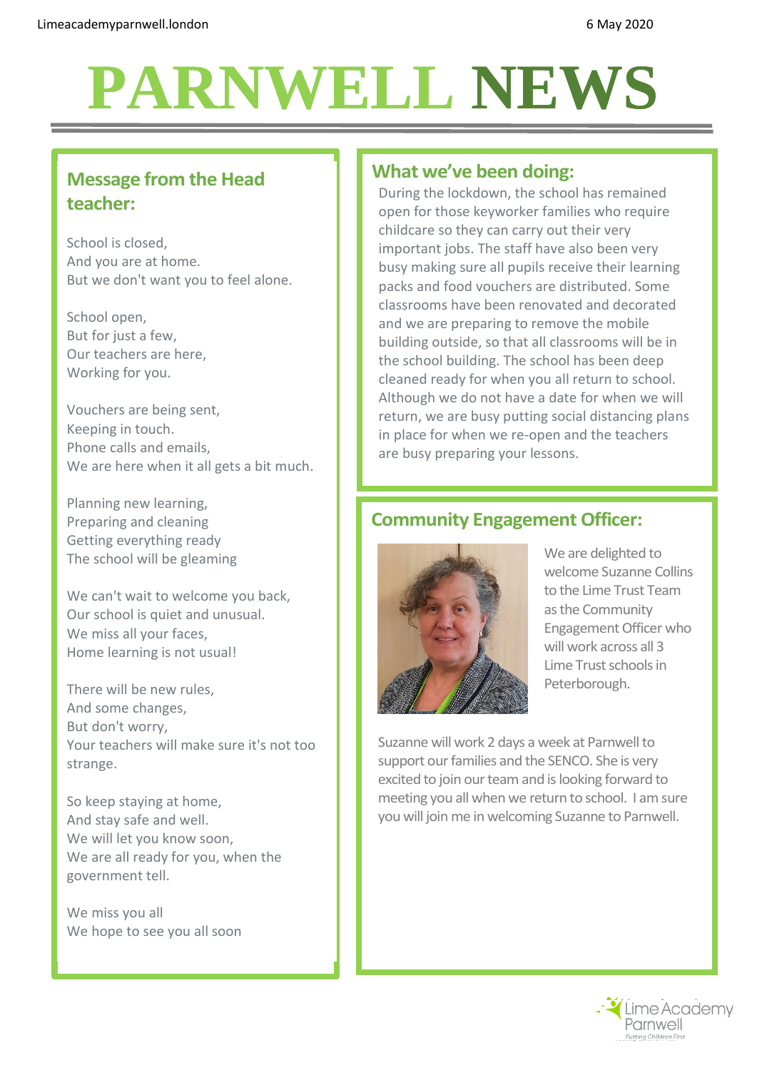# PARNWELL NEWS

## Message from the Head teacher:

School is closed,  
And you are at home.  
But we don't want you to feel alone.

School open,  
But for just a few,  
Our teachers are here,  
Working for you.

Vouchers are being sent,  
Keeping in touch.  
Phone calls and emails,  
We are here when it all gets a bit much.

Planning new learning,  
Preparing and cleaning  
Getting everything ready  
The school will be gleaming

We can't wait to welcome you back,  
Our school is quiet and unusual.  
We miss all your faces,  
Home learning is not usual!

There will be new rules,  
And some changes,  
But don't worry,  
Your teachers will make sure it's not too strange.

So keep staying at home,  
And stay safe and well.  
We will let you know soon,  
We are all ready for you, when the government tell.

We miss you all  
We hope to see you all soon

## What we've been doing:

During the lockdown, the school has remained open for those keyworker families who require childcare so they can carry out their very important jobs. The staff have also been very busy making sure all pupils receive their learning packs and food vouchers are distributed. Some classrooms have been renovated and decorated and we are preparing to remove the mobile building outside, so that all classrooms will be in the school building. The school has been deep cleaned ready for when you all return to school. Although we do not have a date for when we will return, we are busy putting social distancing plans in place for when we re-open and the teachers are busy preparing your lessons.

## Community Engagement Officer:

We are delighted to welcome Suzanne Collins to the Lime Trust Team as the Community Engagement Officer who will work across all 3 Lime Trust schools in Peterborough.

Suzanne will work 2 days a week at Parnwell to support our families and the SENCO. She is very excited to join our team and is looking forward to meeting you all when we return to school. I am sure you will join me in welcoming Suzanne to Parnwell.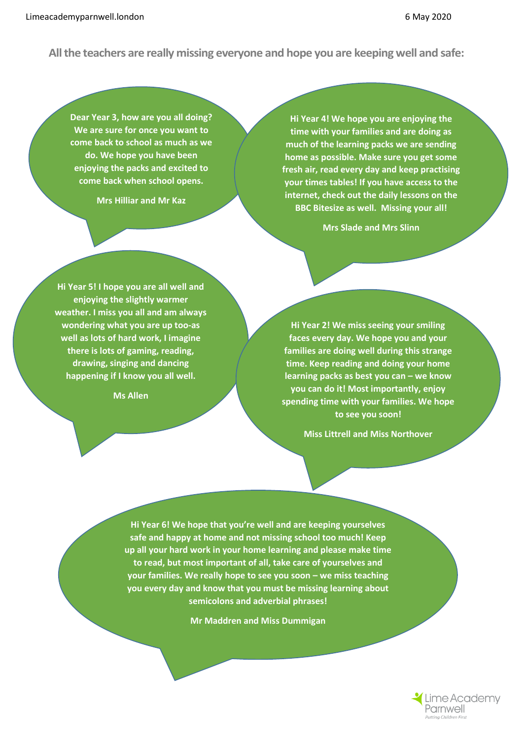**All the teachers are really missing everyone and hope you are keeping well and safe:**

**Dear Year 3, how are you all doing? We are sure for once you want to come back to school as much as we do. We hope you have been enjoying the packs and excited to come back when school opens.**

**Mrs Hilliar and Mr Kaz**

**Hi Year 4! We hope you are enjoying the time with your families and are doing as much of the learning packs we are sending home as possible. Make sure you get some fresh air, read every day and keep practising your times tables! If you have access to the internet, check out the daily lessons on the BBC Bitesize as well. Missing your all!**

**Mrs Slade and Mrs Slinn**

**Hi Year 5! I hope you are all well and enjoying the slightly warmer weather. I miss you all and am always wondering what you are up too-as well as lots of hard work, I imagine there is lots of gaming, reading, drawing, singing and dancing happening if I know you all well.**

**Ms Allen**

**Hi Year 2! We miss seeing your smiling faces every day. We hope you and your families are doing well during this strange time. Keep reading and doing your home learning packs as best you can – we know you can do it! Most importantly, enjoy spending time with your families. We hope to see you soon!**

**Miss Littrell and Miss Northover**

**Hi Year 6! We hope that you're well and are keeping yourselves safe and happy at home and not missing school too much! Keep up all your hard work in your home learning and please make time to read, but most important of all, take care of yourselves and your families. We really hope to see you soon – we miss teaching you every day and know that you must be missing learning about semicolons and adverbial phrases!**

**Mr Maddren and Miss Dummigan**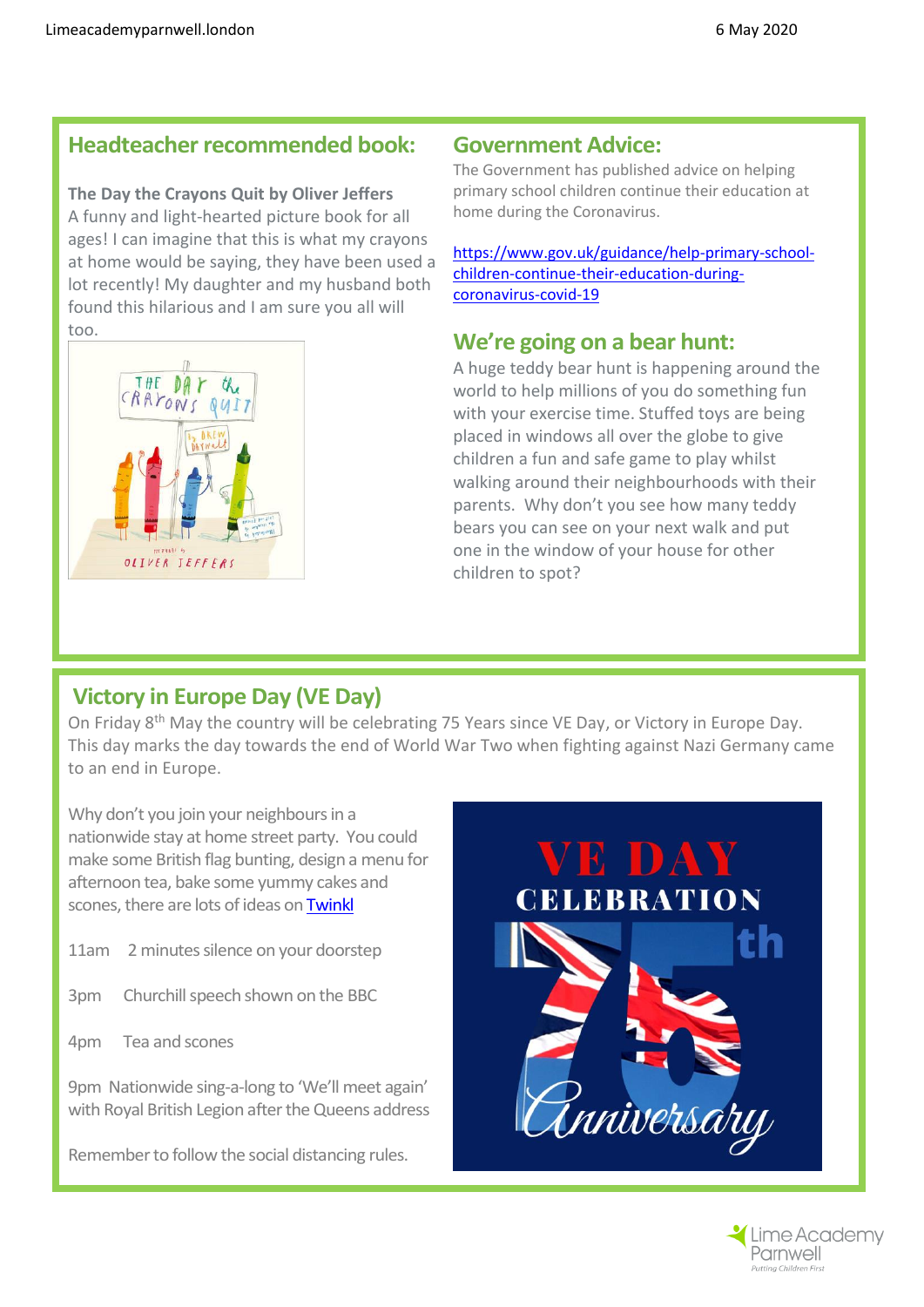## Headteacher recommended book:

**The Day the Crayons Quit by Oliver Jeffers**
A funny and light-hearted picture book for all ages! I can imagine that this is what my crayons at home would be saying, they have been used a lot recently! My daughter and my husband both found this hilarious and I am sure you all will too.

## Government Advice:

The Government has published advice on helping primary school children continue their education at home during the Coronavirus.

https://www.gov.uk/guidance/help-primary-school-children-continue-their-education-during-coronavirus-covid-19

## We're going on a bear hunt:

A huge teddy bear hunt is happening around the world to help millions of you do something fun with your exercise time. Stuffed toys are being placed in windows all over the globe to give children a fun and safe game to play whilst walking around their neighbourhoods with their parents. Why don't you see how many teddy bears you can see on your next walk and put one in the window of your house for other children to spot?

## Victory in Europe Day (VE Day)

On Friday 8th May the country will be celebrating 75 Years since VE Day, or Victory in Europe Day. This day marks the day towards the end of World War Two when fighting against Nazi Germany came to an end in Europe.

Why don't you join your neighbours in a nationwide stay at home street party. You could make some British flag bunting, design a menu for afternoon tea, bake some yummy cakes and scones, there are lots of ideas on Twinkl

11am 2 minutes silence on your doorstep

3pm Churchill speech shown on the BBC

4pm Tea and scones

9pm Nationwide sing-a-long to 'We'll meet again' with Royal British Legion after the Queens address

Remember to follow the social distancing rules.